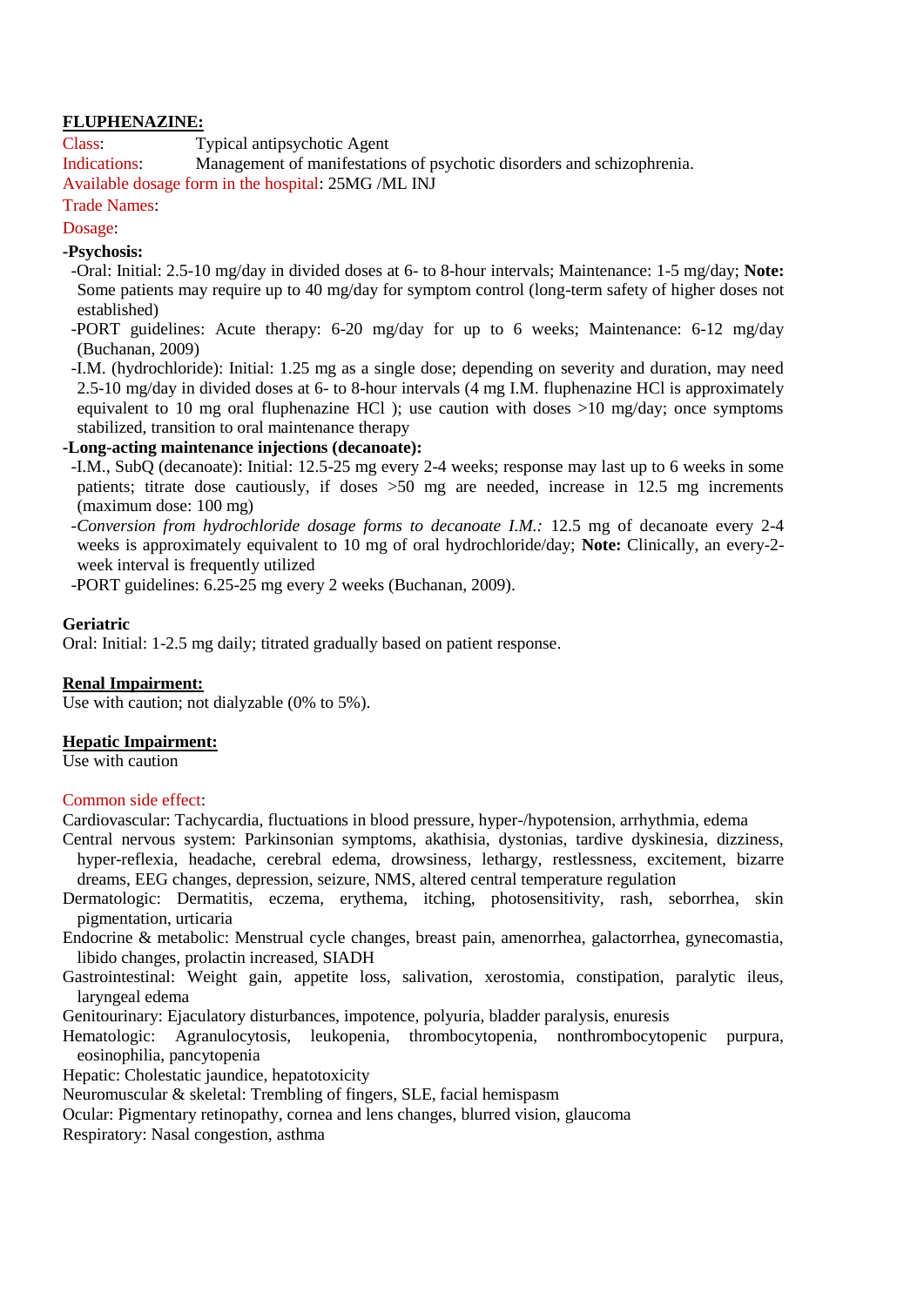## FLUPHENAZINE:

Class: Typical antipsychotic Agent

Indications: Management of manifestations of psychotic disorders and schizophrenia.

Available dosage form in the hospital: 25MG /ML INJ

Trade Names:

Dosage:

**-Psychosis:**

- -Oral: Initial: 2.5-10 mg/day in divided doses at 6- to 8-hour intervals; Maintenance: 1-5 mg/day; **Note:** Some patients may require up to 40 mg/day for symptom control (long-term safety of higher doses not established)
- -PORT guidelines: Acute therapy: 6-20 mg/day for up to 6 weeks; Maintenance: 6-12 mg/day (Buchanan, 2009)
- -I.M. (hydrochloride): Initial: 1.25 mg as a single dose; depending on severity and duration, may need 2.5-10 mg/day in divided doses at 6- to 8-hour intervals (4 mg I.M. fluphenazine HCl is approximately equivalent to 10 mg oral fluphenazine HCl ); use caution with doses >10 mg/day; once symptoms stabilized, transition to oral maintenance therapy

**-Long-acting maintenance injections (decanoate):**

- -I.M., SubQ (decanoate): Initial: 12.5-25 mg every 2-4 weeks; response may last up to 6 weeks in some patients; titrate dose cautiously, if doses >50 mg are needed, increase in 12.5 mg increments (maximum dose: 100 mg)
- -*Conversion from hydrochloride dosage forms to decanoate I.M.:* 12.5 mg of decanoate every 2-4 weeks is approximately equivalent to 10 mg of oral hydrochloride/day; **Note:** Clinically, an every-2-week interval is frequently utilized
- -PORT guidelines: 6.25-25 mg every 2 weeks (Buchanan, 2009).

**Geriatric**

Oral: Initial: 1-2.5 mg daily; titrated gradually based on patient response.

**Renal Impairment:**

Use with caution; not dialyzable (0% to 5%).

**Hepatic Impairment:**

Use with caution

Common side effect:

Cardiovascular: Tachycardia, fluctuations in blood pressure, hyper-/hypotension, arrhythmia, edema

Central nervous system: Parkinsonian symptoms, akathisia, dystonias, tardive dyskinesia, dizziness, hyper-reflexia, headache, cerebral edema, drowsiness, lethargy, restlessness, excitement, bizarre dreams, EEG changes, depression, seizure, NMS, altered central temperature regulation

Dermatologic: Dermatitis, eczema, erythema, itching, photosensitivity, rash, seborrhea, skin pigmentation, urticaria

Endocrine & metabolic: Menstrual cycle changes, breast pain, amenorrhea, galactorrhea, gynecomastia, libido changes, prolactin increased, SIADH

Gastrointestinal: Weight gain, appetite loss, salivation, xerostomia, constipation, paralytic ileus, laryngeal edema

Genitourinary: Ejaculatory disturbances, impotence, polyuria, bladder paralysis, enuresis

Hematologic: Agranulocytosis, leukopenia, thrombocytopenia, nonthrombocytopenic purpura, eosinophilia, pancytopenia

Hepatic: Cholestatic jaundice, hepatotoxicity

Neuromuscular & skeletal: Trembling of fingers, SLE, facial hemispasm

Ocular: Pigmentary retinopathy, cornea and lens changes, blurred vision, glaucoma

Respiratory: Nasal congestion, asthma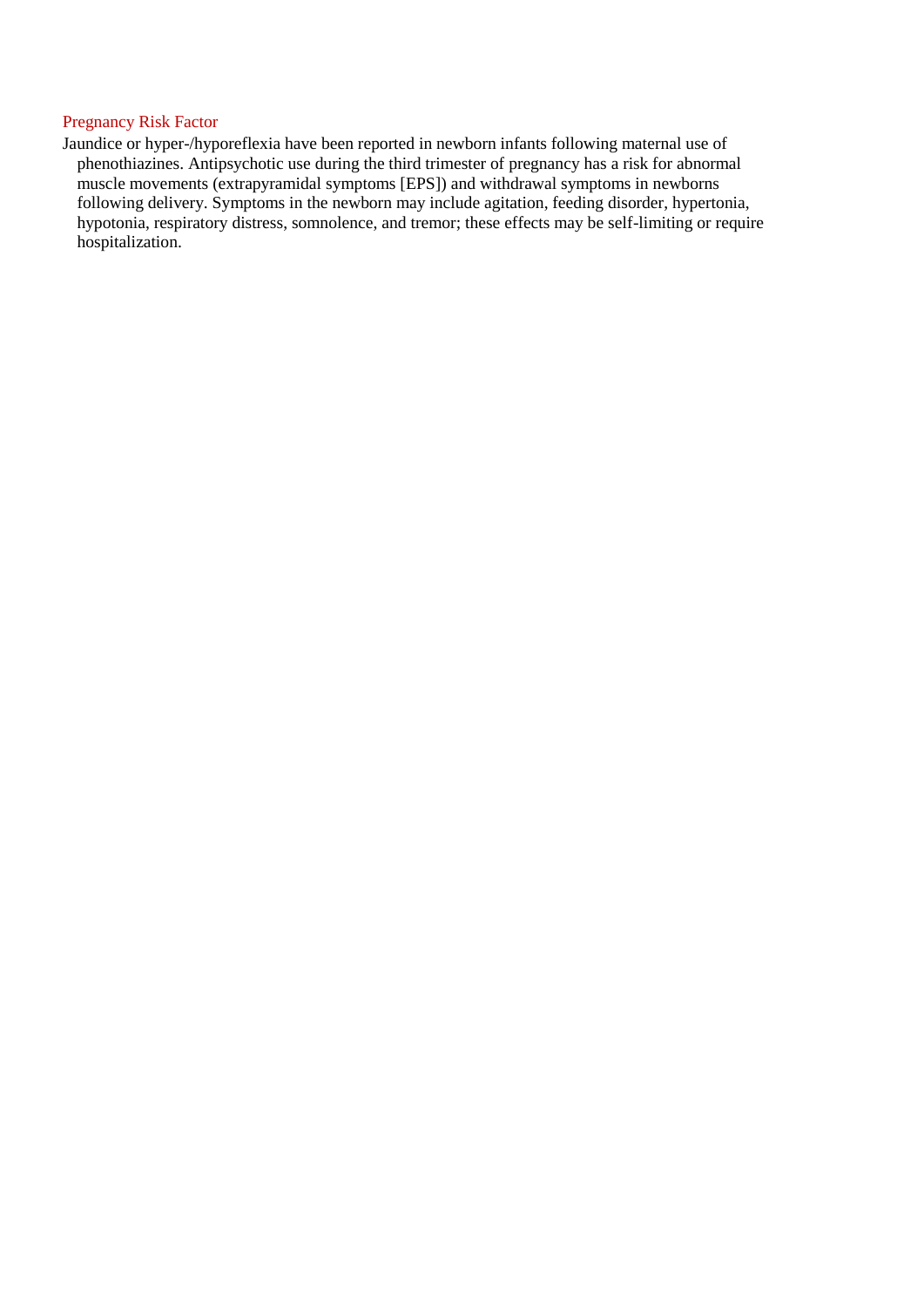## Pregnancy Risk Factor

Jaundice or hyper-/hyporeflexia have been reported in newborn infants following maternal use of phenothiazines. Antipsychotic use during the third trimester of pregnancy has a risk for abnormal muscle movements (extrapyramidal symptoms [EPS]) and withdrawal symptoms in newborns following delivery. Symptoms in the newborn may include agitation, feeding disorder, hypertonia, hypotonia, respiratory distress, somnolence, and tremor; these effects may be self-limiting or require hospitalization.